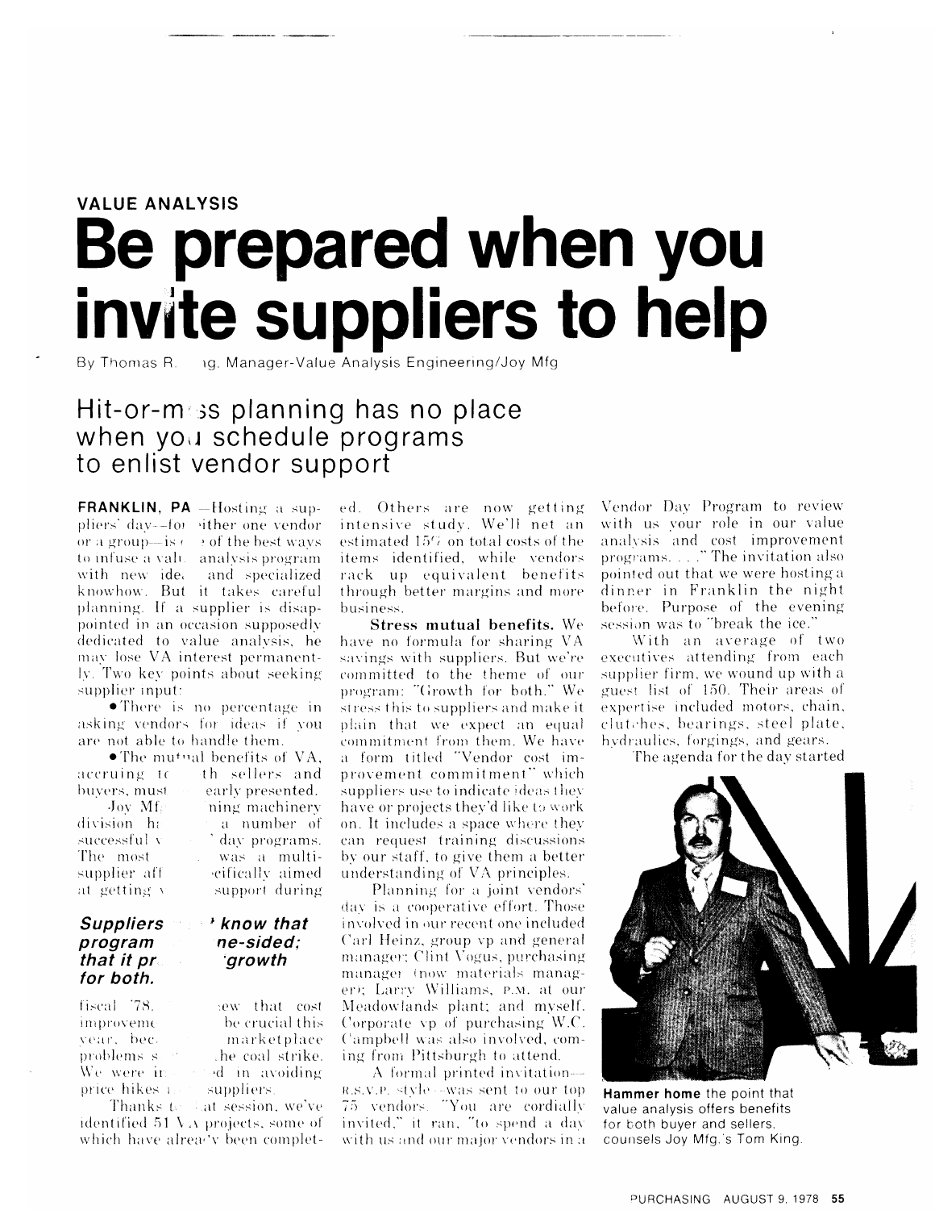VALUE ANALYSIS

# Be prepared when you invite suppliers to help

By Thomas R. ng, Manager-Value Analysis Engineering/Joy Mfg

## Hit-or-m ss planning has no place when yo schedule programs to enlist vendor support

**FRANKLIN, PA** —Hosting a suppliers' day—for either one vendor or a group—is one of the best ways to infuse a value analysis program with new ideas and specialized knowhow. But it takes careful planning. If a supplier is disappointed in an occasion supposedly dedicated to value analysis, he may lose VA interest permanently. Two key points about seeking supplier input:

- There is no percentage in asking vendors for ideas if you are not able to handle them.
- The mutual benefits of VA, accruing to both sellers and buyers, must be clearly presented.

Joy Mf ning machinery division h a number of successful v day programs. The most was a multi-supplier aff cifically aimed at getting support during

***Suppliers know that program ne-sided; that it pr growth for both.***

fiscal '78. iew that cost improvem be crucial this year, bec marketplace problems s he coal strike. We were i d in avoiding price hikes suppliers.

Thanks t at session, we've identified 51 VA projects, some of which have already been completed. Others are now getting intensive study. We'll net an estimated 15% on total costs of the items identified, while vendors rack up equivalent benefits through better margins and more business.

**Stress mutual benefits.** We have no formula for sharing VA savings with suppliers. But we're committed to the theme of our program: "Growth for both." We stress this to suppliers and make it plain that we expect an equal commitment from them. We have a form titled "Vendor cost improvement commitment" which suppliers use to indicate ideas they have or projects they'd like to work on. It includes a space where they can request training discussions by our staff, to give them a better understanding of VA principles.

Planning for a joint vendors' day is a cooperative effort. Those involved in our recent one included Carl Heinz, group vp and general manager; Clint Vogus, purchasing manager (now materials manager); Larry Williams, P.M. at our Meadowlands plant; and myself. Corporate vp of purchasing W.C. Campbell was also involved, coming from Pittsburgh to attend.

A formal printed invitation—R.S.V.P. style—was sent to our top 75 vendors. "You are cordially invited," it ran, "to spend a day with us and our major vendors in a Vendor Day Program to review with us your role in our value analysis and cost improvement programs. . . ." The invitation also pointed out that we were hosting a dinner in Franklin the night before. Purpose of the evening session was to "break the ice."

With an average of two executives attending from each supplier firm, we wound up with a guest list of 150. Their areas of expertise included motors, chain, clutches, bearings, steel plate, hydraulics, forgings, and gears.

The agenda for the day started

**Hammer home** the point that value analysis offers benefits for both buyer and sellers, counsels Joy Mfg.'s Tom King.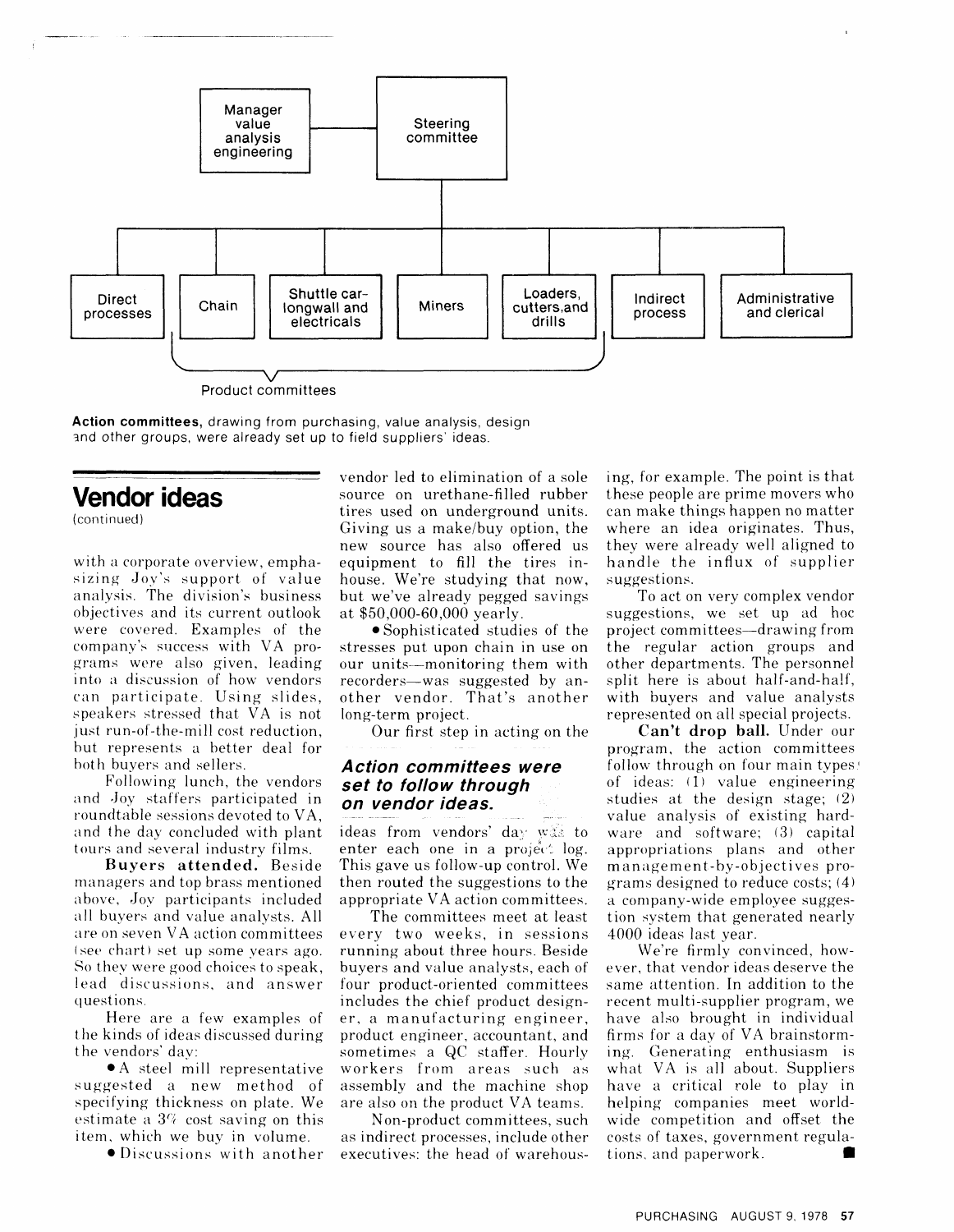Manager value analysis engineering

Steering committee

Direct processes

Chain

Shuttle car-longwall and electricals

Miners

Loaders, cutters,and drills

Indirect process

Administrative and clerical

Product committees

**Action committees,** drawing from purchasing, value analysis, design and other groups, were already set up to field suppliers' ideas.

## Vendor ideas

(continued)

with a corporate overview, emphasizing Joy's support of value analysis. The division's business objectives and its current outlook were covered. Examples of the company's success with VA programs were also given, leading into a discussion of how vendors can participate. Using slides, speakers stressed that VA is not just run-of-the-mill cost reduction, but represents a better deal for both buyers and sellers.

Following lunch, the vendors and Joy staffers participated in roundtable sessions devoted to VA, and the day concluded with plant tours and several industry films.

**Buyers attended.** Beside managers and top brass mentioned above, Joy participants included all buyers and value analysts. All are on seven VA action committees (see chart) set up some years ago. So they were good choices to speak, lead discussions, and answer questions.

Here are a few examples of the kinds of ideas discussed during the vendors' day:

- A steel mill representative suggested a new method of specifying thickness on plate. We estimate a 3% cost saving on this item, which we buy in volume.
- Discussions with another vendor led to elimination of a sole source on urethane-filled rubber tires used on underground units. Giving us a make/buy option, the new source has also offered us equipment to fill the tires in-house. We're studying that now, but we've already pegged savings at $50,000-60,000 yearly.
- Sophisticated studies of the stresses put upon chain in use on our units—monitoring them with recorders—was suggested by another vendor. That's another long-term project.

Our first step in acting on the ideas from vendors' day was to enter each one in a project log. This gave us follow-up control. We then routed the suggestions to the appropriate VA action committees.

***Action committees were set to follow through on vendor ideas.***

The committees meet at least every two weeks, in sessions running about three hours. Beside buyers and value analysts, each of four product-oriented committees includes the chief product designer, a manufacturing engineer, product engineer, accountant, and sometimes a QC staffer. Hourly workers from areas such as assembly and the machine shop are also on the product VA teams.

Non-product committees, such as indirect processes, include other executives: the head of warehousing, for example. The point is that these people are prime movers who can make things happen no matter where an idea originates. Thus, they were already well aligned to handle the influx of supplier suggestions.

To act on very complex vendor suggestions, we set up ad hoc project committees—drawing from the regular action groups and other departments. The personnel split here is about half-and-half, with buyers and value analysts represented on all special projects.

**Can't drop ball.** Under our program, the action committees follow through on four main types of ideas: (1) value engineering studies at the design stage; (2) value analysis of existing hardware and software; (3) capital appropriations plans and other management-by-objectives programs designed to reduce costs; (4) a company-wide employee suggestion system that generated nearly 4000 ideas last year.

We're firmly convinced, however, that vendor ideas deserve the same attention. In addition to the recent multi-supplier program, we have also brought in individual firms for a day of VA brainstorming. Generating enthusiasm is what VA is all about. Suppliers have a critical role to play in helping companies meet worldwide competition and offset the costs of taxes, government regulations, and paperwork. ■